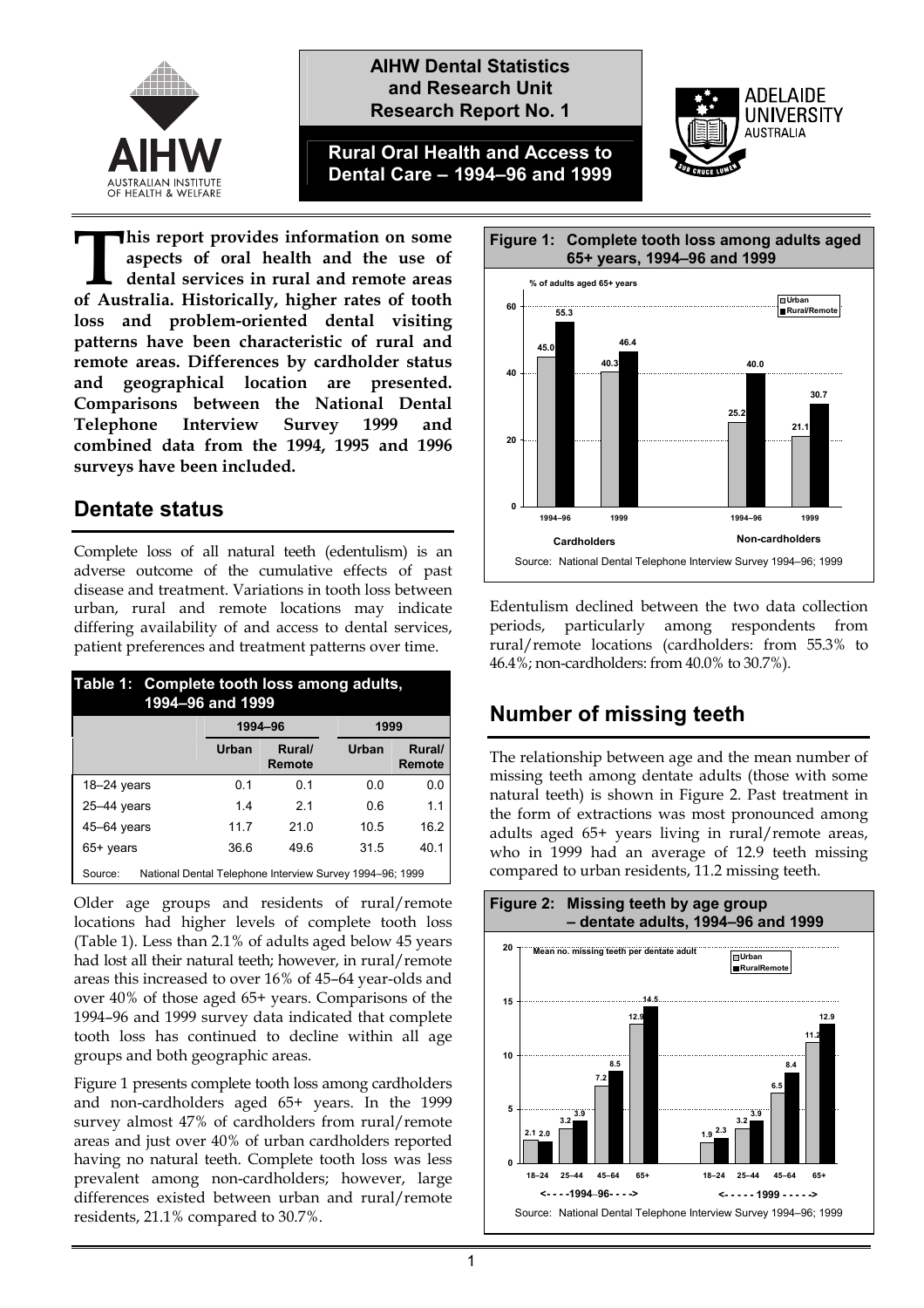**AIHW Dental Statistics and Research Unit Research Report No. 1**

# Rural Oral Health and Access to Dental Care – 1994–96 and 1999

**This report provides information on some aspects of oral health and the use of dental services in rural and remote areas of Australia. Historically, higher rates of tooth loss and problem-oriented dental visiting patterns have been characteristic of rural and remote areas. Differences by cardholder status and geographical location are presented. Comparisons between the National Dental Telephone Interview Survey 1999 and combined data from the 1994, 1995 and 1996 surveys have been included.**

## Dentate status

Complete loss of all natural teeth (edentulism) is an adverse outcome of the cumulative effects of past disease and treatment. Variations in tooth loss between urban, rural and remote locations may indicate differing availability of and access to dental services, patient preferences and treatment patterns over time.

**Table 1: Complete tooth loss among adults, 1994–96 and 1999**

| | 1994–96 | | 1999 | |
|---|---|---|---|---|
| | Urban | Rural/ Remote | Urban | Rural/ Remote |
| 18–24 years | 0.1 | 0.1 | 0.0 | 0.0 |
| 25–44 years | 1.4 | 2.1 | 0.6 | 1.1 |
| 45–64 years | 11.7 | 21.0 | 10.5 | 16.2 |
| 65+ years | 36.6 | 49.6 | 31.5 | 40.1 |

Source: National Dental Telephone Interview Survey 1994–96; 1999

Older age groups and residents of rural/remote locations had higher levels of complete tooth loss (Table 1). Less than 2.1% of adults aged below 45 years had lost all their natural teeth; however, in rural/remote areas this increased to over 16% of 45–64 year-olds and over 40% of those aged 65+ years. Comparisons of the 1994–96 and 1999 survey data indicated that complete tooth loss has continued to decline within all age groups and both geographic areas.

Figure 1 presents complete tooth loss among cardholders and non-cardholders aged 65+ years. In the 1999 survey almost 47% of cardholders from rural/remote areas and just over 40% of urban cardholders reported having no natural teeth. Complete tooth loss was less prevalent among non-cardholders; however, large differences existed between urban and rural/remote residents, 21.1% compared to 30.7%.

**Figure 1: Complete tooth loss among adults aged 65+ years, 1994–96 and 1999**

| % of adults aged 65+ years | Cardholders 1994–96 | Cardholders 1999 | Non-cardholders 1994–96 | Non-cardholders 1999 |
|---|---|---|---|---|
| Urban | 45.0 | 40.3 | 25.2 | 21.1 |
| Rural/Remote | 55.3 | 46.4 | 40.0 | 30.7 |

Source: National Dental Telephone Interview Survey 1994–96; 1999

Edentulism declined between the two data collection periods, particularly among respondents from rural/remote locations (cardholders: from 55.3% to 46.4%; non-cardholders: from 40.0% to 30.7%).

## Number of missing teeth

The relationship between age and the mean number of missing teeth among dentate adults (those with some natural teeth) is shown in Figure 2. Past treatment in the form of extractions was most pronounced among adults aged 65+ years living in rural/remote areas, who in 1999 had an average of 12.9 teeth missing compared to urban residents, 11.2 missing teeth.

**Figure 2: Missing teeth by age group – dentate adults, 1994–96 and 1999**

| Mean no. missing teeth per dentate adult | 1994–96 18–24 | 1994–96 25–44 | 1994–96 45–64 | 1994–96 65+ | 1999 18–24 | 1999 25–44 | 1999 45–64 | 1999 65+ |
|---|---|---|---|---|---|---|---|---|
| Urban | 2.1 | 3.2 | 7.2 | 12.9 | 1.9 | 3.2 | 6.5 | 11.2 |
| Rural/Remote | 2.0 | 3.9 | 8.5 | 14.5 | 2.3 | 3.9 | 8.4 | 12.9 |

Source: National Dental Telephone Interview Survey 1994–96; 1999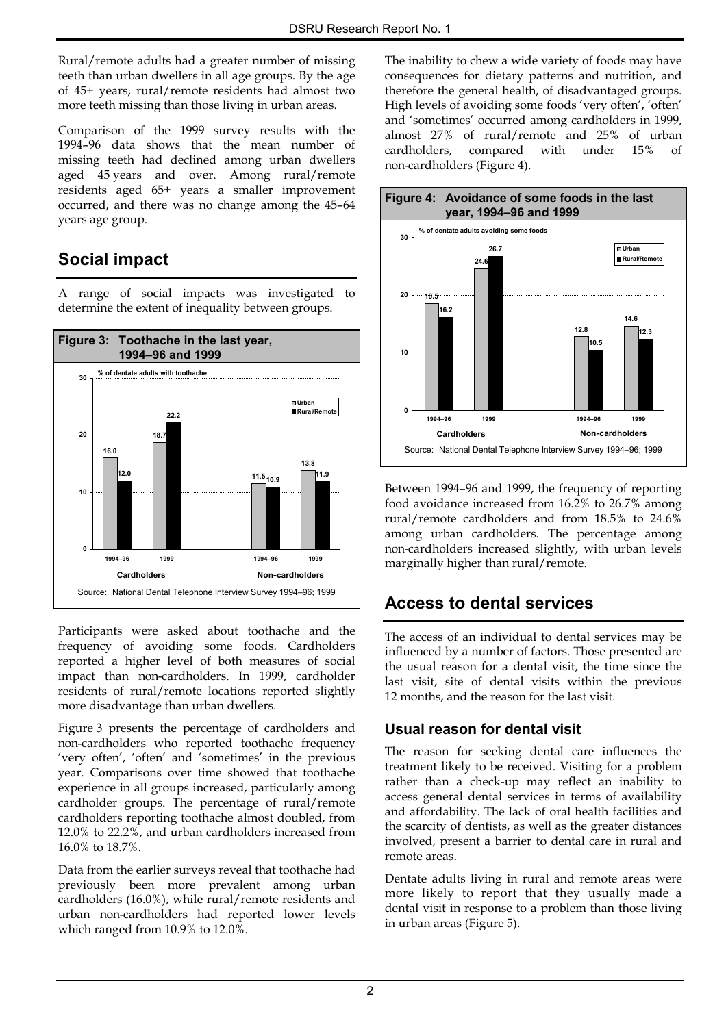Rural/remote adults had a greater number of missing teeth than urban dwellers in all age groups. By the age of 45+ years, rural/remote residents had almost two more teeth missing than those living in urban areas.

Comparison of the 1999 survey results with the 1994–96 data shows that the mean number of missing teeth had declined among urban dwellers aged 45 years and over. Among rural/remote residents aged 65+ years a smaller improvement occurred, and there was no change among the 45–64 years age group.

## Social impact

A range of social impacts was investigated to determine the extent of inequality between groups.

**Figure 3: Toothache in the last year, 1994–96 and 1999**

% of dentate adults with toothache

| | Cardholders 1994–96 | Cardholders 1999 | Non-cardholders 1994–96 | Non-cardholders 1999 |
|---|---|---|---|---|
| Urban | 16.0 | 18.7 | 11.5 | 13.8 |
| Rural/Remote | 12.0 | 22.2 | 10.9 | 11.9 |

Source: National Dental Telephone Interview Survey 1994–96; 1999

Participants were asked about toothache and the frequency of avoiding some foods. Cardholders reported a higher level of both measures of social impact than non-cardholders. In 1999, cardholder residents of rural/remote locations reported slightly more disadvantage than urban dwellers.

Figure 3 presents the percentage of cardholders and non-cardholders who reported toothache frequency 'very often', 'often' and 'sometimes' in the previous year. Comparisons over time showed that toothache experience in all groups increased, particularly among cardholder groups. The percentage of rural/remote cardholders reporting toothache almost doubled, from 12.0% to 22.2%, and urban cardholders increased from 16.0% to 18.7%.

Data from the earlier surveys reveal that toothache had previously been more prevalent among urban cardholders (16.0%), while rural/remote residents and urban non-cardholders had reported lower levels which ranged from 10.9% to 12.0%.

The inability to chew a wide variety of foods may have consequences for dietary patterns and nutrition, and therefore the general health, of disadvantaged groups. High levels of avoiding some foods 'very often', 'often' and 'sometimes' occurred among cardholders in 1999, almost 27% of rural/remote and 25% of urban cardholders, compared with under 15% of non-cardholders (Figure 4).

**Figure 4: Avoidance of some foods in the last year, 1994–96 and 1999**

% of dentate adults avoiding some foods

| | Cardholders 1994–96 | Cardholders 1999 | Non-cardholders 1994–96 | Non-cardholders 1999 |
|---|---|---|---|---|
| Urban | 18.5 | 24.6 | 12.8 | 14.6 |
| Rural/Remote | 16.2 | 26.7 | 10.5 | 12.3 |

Source: National Dental Telephone Interview Survey 1994–96; 1999

Between 1994–96 and 1999, the frequency of reporting food avoidance increased from 16.2% to 26.7% among rural/remote cardholders and from 18.5% to 24.6% among urban cardholders. The percentage among non-cardholders increased slightly, with urban levels marginally higher than rural/remote.

## Access to dental services

The access of an individual to dental services may be influenced by a number of factors. Those presented are the usual reason for a dental visit, the time since the last visit, site of dental visits within the previous 12 months, and the reason for the last visit.

### Usual reason for dental visit

The reason for seeking dental care influences the treatment likely to be received. Visiting for a problem rather than a check-up may reflect an inability to access general dental services in terms of availability and affordability. The lack of oral health facilities and the scarcity of dentists, as well as the greater distances involved, present a barrier to dental care in rural and remote areas.

Dentate adults living in rural and remote areas were more likely to report that they usually made a dental visit in response to a problem than those living in urban areas (Figure 5).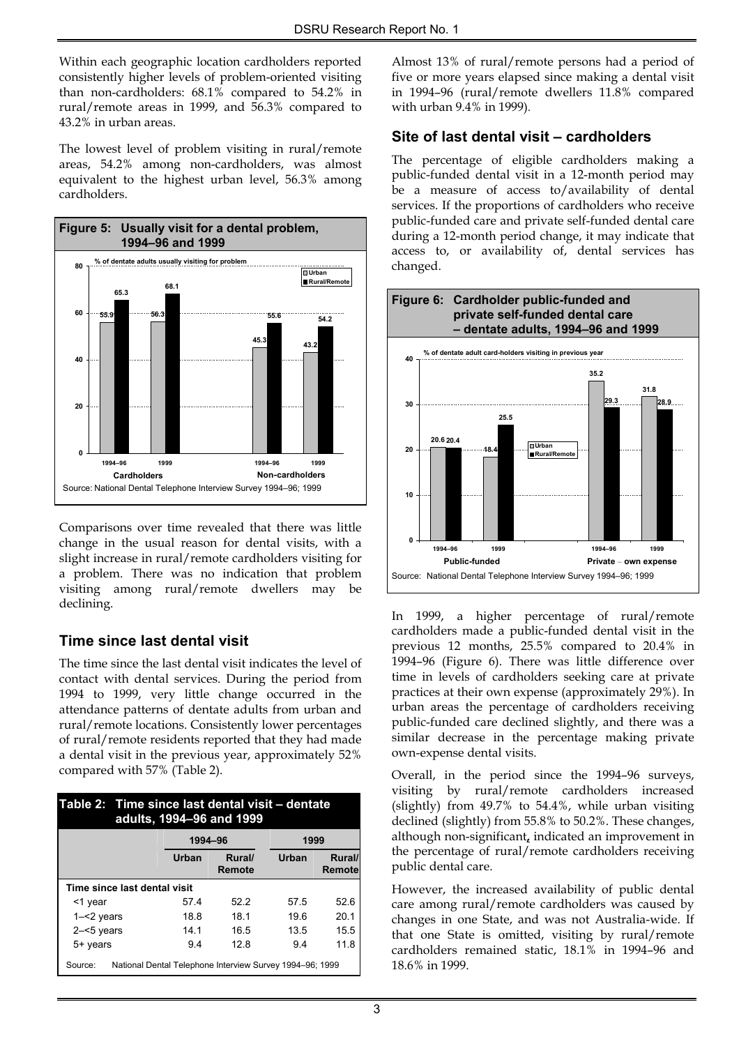Within each geographic location cardholders reported consistently higher levels of problem-oriented visiting than non-cardholders: 68.1% compared to 54.2% in rural/remote areas in 1999, and 56.3% compared to 43.2% in urban areas.

The lowest level of problem visiting in rural/remote areas, 54.2% among non-cardholders, was almost equivalent to the highest urban level, 56.3% among cardholders.

**Figure 5: Usually visit for a dental problem, 1994–96 and 1999**

% of dentate adults usually visiting for problem

| | Cardholders 1994–96 | Cardholders 1999 | Non-cardholders 1994–96 | Non-cardholders 1999 |
|---|---|---|---|---|
| Urban | 55.9 | 56.3 | 45.3 | 43.2 |
| Rural/Remote | 65.3 | 68.1 | 55.6 | 54.2 |

Source: National Dental Telephone Interview Survey 1994–96; 1999

Comparisons over time revealed that there was little change in the usual reason for dental visits, with a slight increase in rural/remote cardholders visiting for a problem. There was no indication that problem visiting among rural/remote dwellers may be declining.

## Time since last dental visit

The time since the last dental visit indicates the level of contact with dental services. During the period from 1994 to 1999, very little change occurred in the attendance patterns of dentate adults from urban and rural/remote locations. Consistently lower percentages of rural/remote residents reported that they had made a dental visit in the previous year, approximately 52% compared with 57% (Table 2).

**Table 2: Time since last dental visit – dentate adults, 1994–96 and 1999**

| | 1994–96 | | 1999 | |
|---|---|---|---|---|
| | Urban | Rural/Remote | Urban | Rural/Remote |
| **Time since last dental visit** | | | | |
| <1 year | 57.4 | 52.2 | 57.5 | 52.6 |
| 1–<2 years | 18.8 | 18.1 | 19.6 | 20.1 |
| 2–<5 years | 14.1 | 16.5 | 13.5 | 15.5 |
| 5+ years | 9.4 | 12.8 | 9.4 | 11.8 |

Source: National Dental Telephone Interview Survey 1994–96; 1999

Almost 13% of rural/remote persons had a period of five or more years elapsed since making a dental visit in 1994–96 (rural/remote dwellers 11.8% compared with urban 9.4% in 1999).

## Site of last dental visit – cardholders

The percentage of eligible cardholders making a public-funded dental visit in a 12-month period may be a measure of access to/availability of dental services. If the proportions of cardholders who receive public-funded care and private self-funded dental care during a 12-month period change, it may indicate that access to, or availability of, dental services has changed.

**Figure 6: Cardholder public-funded and private self-funded dental care – dentate adults, 1994–96 and 1999**

% of dentate adult card-holders visiting in previous year

| | Public-funded 1994–96 | Public-funded 1999 | Private – own expense 1994–96 | Private – own expense 1999 |
|---|---|---|---|---|
| Urban | 20.6 | 18.4 | 35.2 | 31.8 |
| Rural/Remote | 20.4 | 25.5 | 29.3 | 28.9 |

Source: National Dental Telephone Interview Survey 1994–96; 1999

In 1999, a higher percentage of rural/remote cardholders made a public-funded dental visit in the previous 12 months, 25.5% compared to 20.4% in 1994–96 (Figure 6). There was little difference over time in levels of cardholders seeking care at private practices at their own expense (approximately 29%). In urban areas the percentage of cardholders receiving public-funded care declined slightly, and there was a similar decrease in the percentage making private own-expense dental visits.

Overall, in the period since the 1994–96 surveys, visiting by rural/remote cardholders increased (slightly) from 49.7% to 54.4%, while urban visiting declined (slightly) from 55.8% to 50.2%. These changes, although non-significant, indicated an improvement in the percentage of rural/remote cardholders receiving public dental care.

However, the increased availability of public dental care among rural/remote cardholders was caused by changes in one State, and was not Australia-wide. If that one State is omitted, visiting by rural/remote cardholders remained static, 18.1% in 1994–96 and 18.6% in 1999.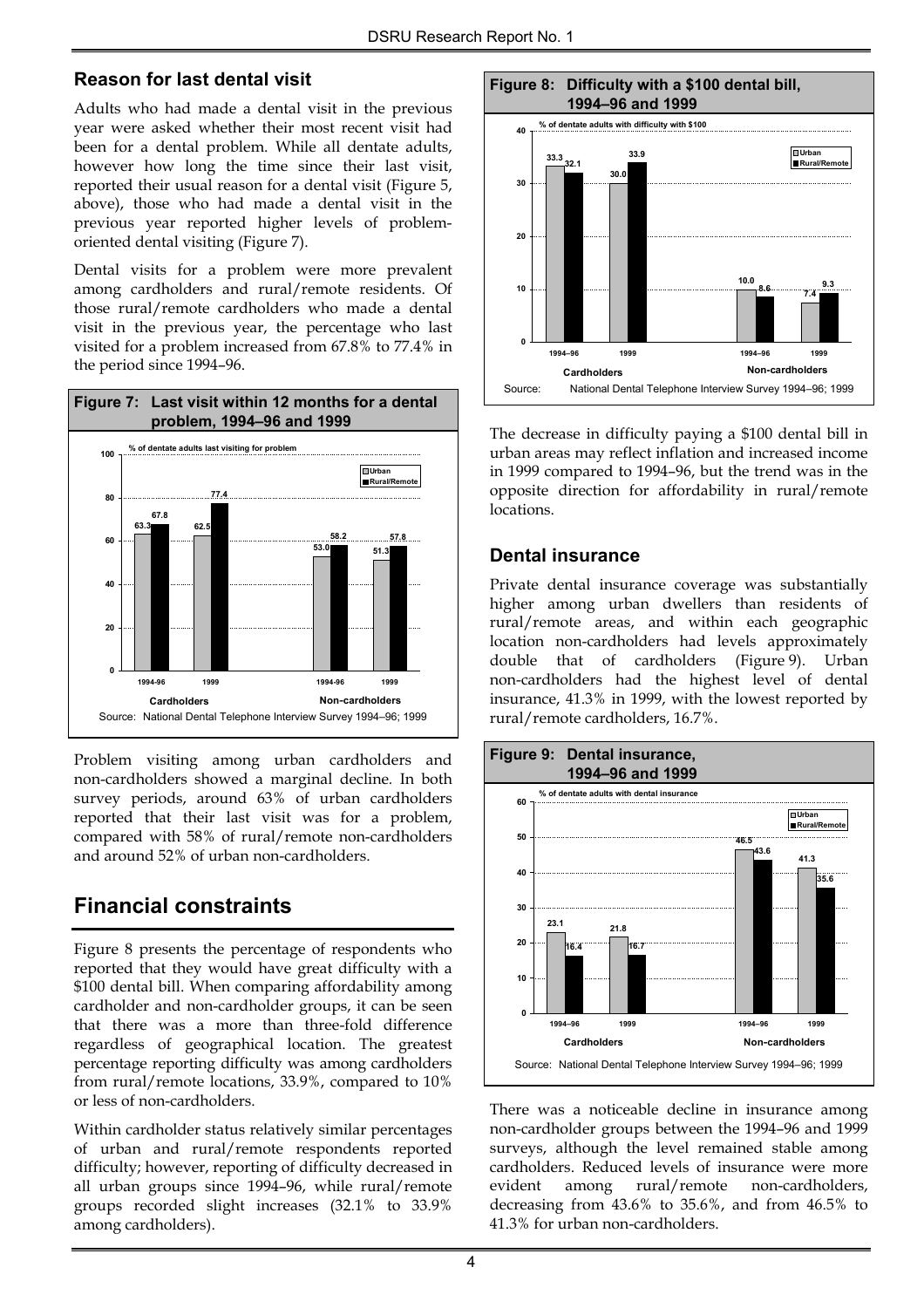## Reason for last dental visit

Adults who had made a dental visit in the previous year were asked whether their most recent visit had been for a dental problem. While all dentate adults, however how long the time since their last visit, reported their usual reason for a dental visit (Figure 5, above), those who had made a dental visit in the previous year reported higher levels of problem-oriented dental visiting (Figure 7).

Dental visits for a problem were more prevalent among cardholders and rural/remote residents. Of those rural/remote cardholders who made a dental visit in the previous year, the percentage who last visited for a problem increased from 67.8% to 77.4% in the period since 1994–96.

**Figure 7: Last visit within 12 months for a dental problem, 1994–96 and 1999**

% of dentate adults last visiting for problem

| | Cardholders 1994–96 | Cardholders 1999 | Non-cardholders 1994–96 | Non-cardholders 1999 |
|---|---|---|---|---|
| Urban | 63.3 | 62.5 | 53.0 | 51.3 |
| Rural/Remote | 67.8 | 77.4 | 58.2 | 57.8 |

Source: National Dental Telephone Interview Survey 1994–96; 1999

Problem visiting among urban cardholders and non-cardholders showed a marginal decline. In both survey periods, around 63% of urban cardholders reported that their last visit was for a problem, compared with 58% of rural/remote non-cardholders and around 52% of urban non-cardholders.

# Financial constraints

Figure 8 presents the percentage of respondents who reported that they would have great difficulty with a $100 dental bill. When comparing affordability among cardholder and non-cardholder groups, it can be seen that there was a more than three-fold difference regardless of geographical location. The greatest percentage reporting difficulty was among cardholders from rural/remote locations, 33.9%, compared to 10% or less of non-cardholders.

Within cardholder status relatively similar percentages of urban and rural/remote respondents reported difficulty; however, reporting of difficulty decreased in all urban groups since 1994–96, while rural/remote groups recorded slight increases (32.1% to 33.9% among cardholders).

**Figure 8: Difficulty with a $100 dental bill, 1994–96 and 1999**

% of dentate adults with difficulty with $100

| | Cardholders 1994–96 | Cardholders 1999 | Non-cardholders 1994–96 | Non-cardholders 1999 |
|---|---|---|---|---|
| Urban | 33.3 | 30.0 | 10.0 | 7.4 |
| Rural/Remote | 32.1 | 33.9 | 8.6 | 9.3 |

Source: National Dental Telephone Interview Survey 1994–96; 1999

The decrease in difficulty paying a $100 dental bill in urban areas may reflect inflation and increased income in 1999 compared to 1994–96, but the trend was in the opposite direction for affordability in rural/remote locations.

## Dental insurance

Private dental insurance coverage was substantially higher among urban dwellers than residents of rural/remote areas, and within each geographic location non-cardholders had levels approximately double that of cardholders (Figure 9). Urban non-cardholders had the highest level of dental insurance, 41.3% in 1999, with the lowest reported by rural/remote cardholders, 16.7%.

**Figure 9: Dental insurance, 1994–96 and 1999**

% of dentate adults with dental insurance

| | Cardholders 1994–96 | Cardholders 1999 | Non-cardholders 1994–96 | Non-cardholders 1999 |
|---|---|---|---|---|
| Urban | 23.1 | 21.8 | 46.5 | 41.3 |
| Rural/Remote | 16.4 | 16.7 | 43.6 | 35.6 |

Source: National Dental Telephone Interview Survey 1994–96; 1999

There was a noticeable decline in insurance among non-cardholder groups between the 1994–96 and 1999 surveys, although the level remained stable among cardholders. Reduced levels of insurance were more evident among rural/remote non-cardholders, decreasing from 43.6% to 35.6%, and from 46.5% to 41.3% for urban non-cardholders.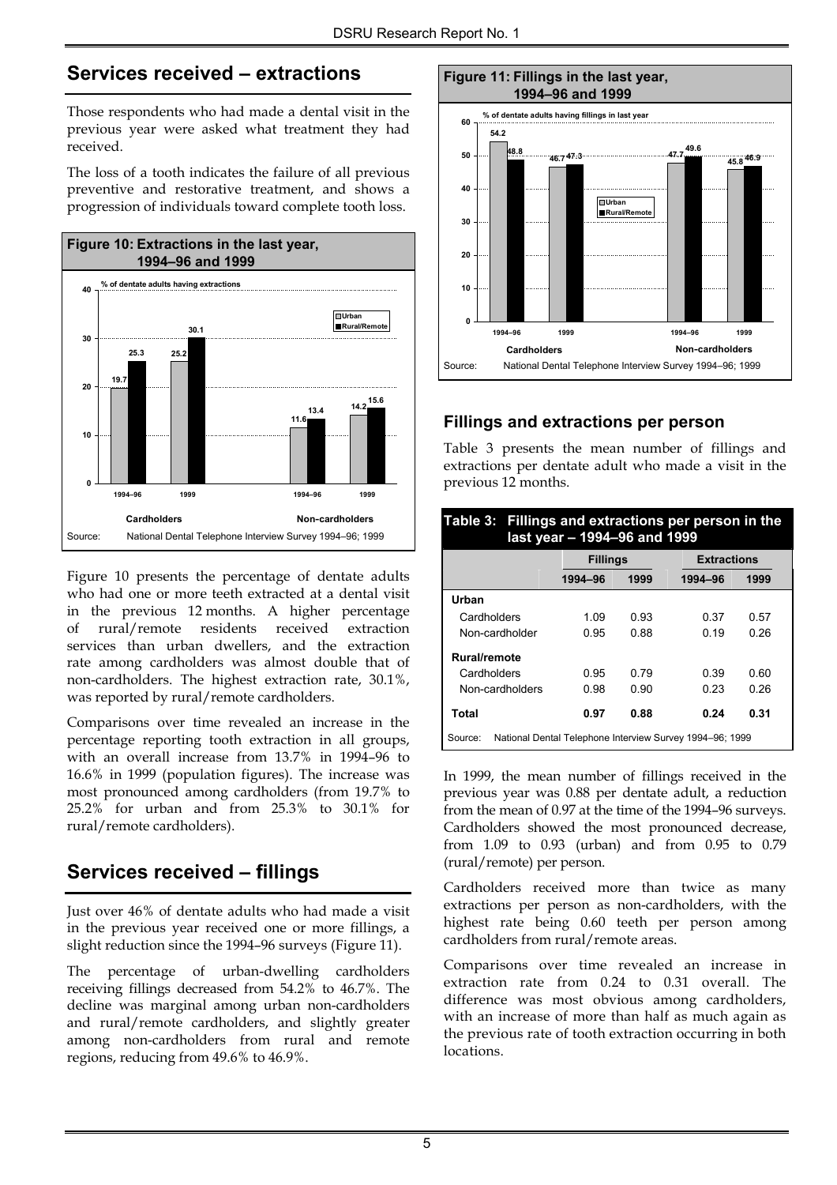## Services received – extractions

Those respondents who had made a dental visit in the previous year were asked what treatment they had received.

The loss of a tooth indicates the failure of all previous preventive and restorative treatment, and shows a progression of individuals toward complete tooth loss.

**Figure 10: Extractions in the last year, 1994–96 and 1999**

% of dentate adults having extractions

| | Cardholders 1994–96 | Cardholders 1999 | Non-cardholders 1994–96 | Non-cardholders 1999 |
|---|---|---|---|---|
| Urban | 19.7 | 25.2 | 11.6 | 14.2 |
| Rural/Remote | 25.3 | 30.1 | 13.4 | 15.6 |

Source: National Dental Telephone Interview Survey 1994–96; 1999

Figure 10 presents the percentage of dentate adults who had one or more teeth extracted at a dental visit in the previous 12 months. A higher percentage of rural/remote residents received extraction services than urban dwellers, and the extraction rate among cardholders was almost double that of non-cardholders. The highest extraction rate, 30.1%, was reported by rural/remote cardholders.

Comparisons over time revealed an increase in the percentage reporting tooth extraction in all groups, with an overall increase from 13.7% in 1994–96 to 16.6% in 1999 (population figures). The increase was most pronounced among cardholders (from 19.7% to 25.2% for urban and from 25.3% to 30.1% for rural/remote cardholders).

## Services received – fillings

Just over 46% of dentate adults who had made a visit in the previous year received one or more fillings, a slight reduction since the 1994–96 surveys (Figure 11).

The percentage of urban-dwelling cardholders receiving fillings decreased from 54.2% to 46.7%. The decline was marginal among urban non-cardholders and rural/remote cardholders, and slightly greater among non-cardholders from rural and remote regions, reducing from 49.6% to 46.9%.

**Figure 11: Fillings in the last year, 1994–96 and 1999**

% of dentate adults having fillings in last year

| | Cardholders 1994–96 | Cardholders 1999 | Non-cardholders 1994–96 | Non-cardholders 1999 |
|---|---|---|---|---|
| Urban | 54.2 | 46.7 | 47.7 | 45.8 |
| Rural/Remote | 48.8 | 47.3 | 49.6 | 46.9 |

Source: National Dental Telephone Interview Survey 1994–96; 1999

### Fillings and extractions per person

Table 3 presents the mean number of fillings and extractions per dentate adult who made a visit in the previous 12 months.

**Table 3: Fillings and extractions per person in the last year – 1994–96 and 1999**

| | Fillings | | Extractions | |
|---|---|---|---|---|
| | 1994–96 | 1999 | 1994–96 | 1999 |
| **Urban** | | | | |
| Cardholders | 1.09 | 0.93 | 0.37 | 0.57 |
| Non-cardholder | 0.95 | 0.88 | 0.19 | 0.26 |
| **Rural/remote** | | | | |
| Cardholders | 0.95 | 0.79 | 0.39 | 0.60 |
| Non-cardholders | 0.98 | 0.90 | 0.23 | 0.26 |
| **Total** | **0.97** | **0.88** | **0.24** | **0.31** |

Source: National Dental Telephone Interview Survey 1994–96; 1999

In 1999, the mean number of fillings received in the previous year was 0.88 per dentate adult, a reduction from the mean of 0.97 at the time of the 1994–96 surveys. Cardholders showed the most pronounced decrease, from 1.09 to 0.93 (urban) and from 0.95 to 0.79 (rural/remote) per person.

Cardholders received more than twice as many extractions per person as non-cardholders, with the highest rate being 0.60 teeth per person among cardholders from rural/remote areas.

Comparisons over time revealed an increase in extraction rate from 0.24 to 0.31 overall. The difference was most obvious among cardholders, with an increase of more than half as much again as the previous rate of tooth extraction occurring in both locations.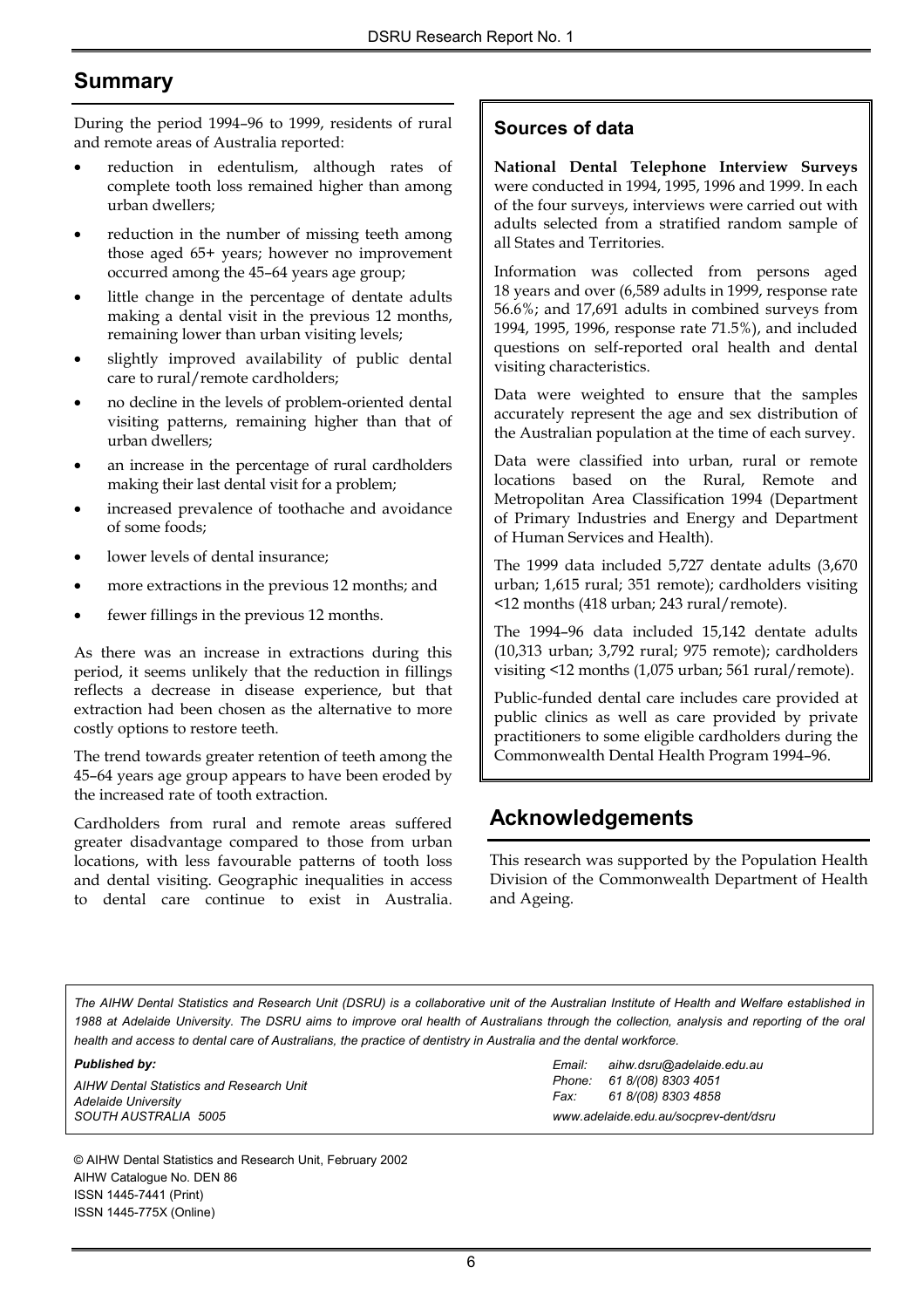## Summary

During the period 1994–96 to 1999, residents of rural and remote areas of Australia reported:

- reduction in edentulism, although rates of complete tooth loss remained higher than among urban dwellers;
- reduction in the number of missing teeth among those aged 65+ years; however no improvement occurred among the 45–64 years age group;
- little change in the percentage of dentate adults making a dental visit in the previous 12 months, remaining lower than urban visiting levels;
- slightly improved availability of public dental care to rural/remote cardholders;
- no decline in the levels of problem-oriented dental visiting patterns, remaining higher than that of urban dwellers;
- an increase in the percentage of rural cardholders making their last dental visit for a problem;
- increased prevalence of toothache and avoidance of some foods;
- lower levels of dental insurance;
- more extractions in the previous 12 months; and
- fewer fillings in the previous 12 months.

As there was an increase in extractions during this period, it seems unlikely that the reduction in fillings reflects a decrease in disease experience, but that extraction had been chosen as the alternative to more costly options to restore teeth.

The trend towards greater retention of teeth among the 45–64 years age group appears to have been eroded by the increased rate of tooth extraction.

Cardholders from rural and remote areas suffered greater disadvantage compared to those from urban locations, with less favourable patterns of tooth loss and dental visiting. Geographic inequalities in access to dental care continue to exist in Australia.

### Sources of data

**National Dental Telephone Interview Surveys** were conducted in 1994, 1995, 1996 and 1999. In each of the four surveys, interviews were carried out with adults selected from a stratified random sample of all States and Territories.

Information was collected from persons aged 18 years and over (6,589 adults in 1999, response rate 56.6%; and 17,691 adults in combined surveys from 1994, 1995, 1996, response rate 71.5%), and included questions on self-reported oral health and dental visiting characteristics.

Data were weighted to ensure that the samples accurately represent the age and sex distribution of the Australian population at the time of each survey.

Data were classified into urban, rural or remote locations based on the Rural, Remote and Metropolitan Area Classification 1994 (Department of Primary Industries and Energy and Department of Human Services and Health).

The 1999 data included 5,727 dentate adults (3,670 urban; 1,615 rural; 351 remote); cardholders visiting <12 months (418 urban; 243 rural/remote).

The 1994–96 data included 15,142 dentate adults (10,313 urban; 3,792 rural; 975 remote); cardholders visiting <12 months (1,075 urban; 561 rural/remote).

Public-funded dental care includes care provided at public clinics as well as care provided by private practitioners to some eligible cardholders during the Commonwealth Dental Health Program 1994–96.

## Acknowledgements

This research was supported by the Population Health Division of the Commonwealth Department of Health and Ageing.

*The AIHW Dental Statistics and Research Unit (DSRU) is a collaborative unit of the Australian Institute of Health and Welfare established in 1988 at Adelaide University. The DSRU aims to improve oral health of Australians through the collection, analysis and reporting of the oral health and access to dental care of Australians, the practice of dentistry in Australia and the dental workforce.*

***Published by:***

*AIHW Dental Statistics and Research Unit*
*Adelaide University*
*SOUTH AUSTRALIA 5005*

*Email: aihw.dsru@adelaide.edu.au*
*Phone: 61 8/(08) 8303 4051*
*Fax: 61 8/(08) 8303 4858*
*www.adelaide.edu.au/socprev-dent/dsru*

© AIHW Dental Statistics and Research Unit, February 2002
AIHW Catalogue No. DEN 86
ISSN 1445-7441 (Print)
ISSN 1445-775X (Online)